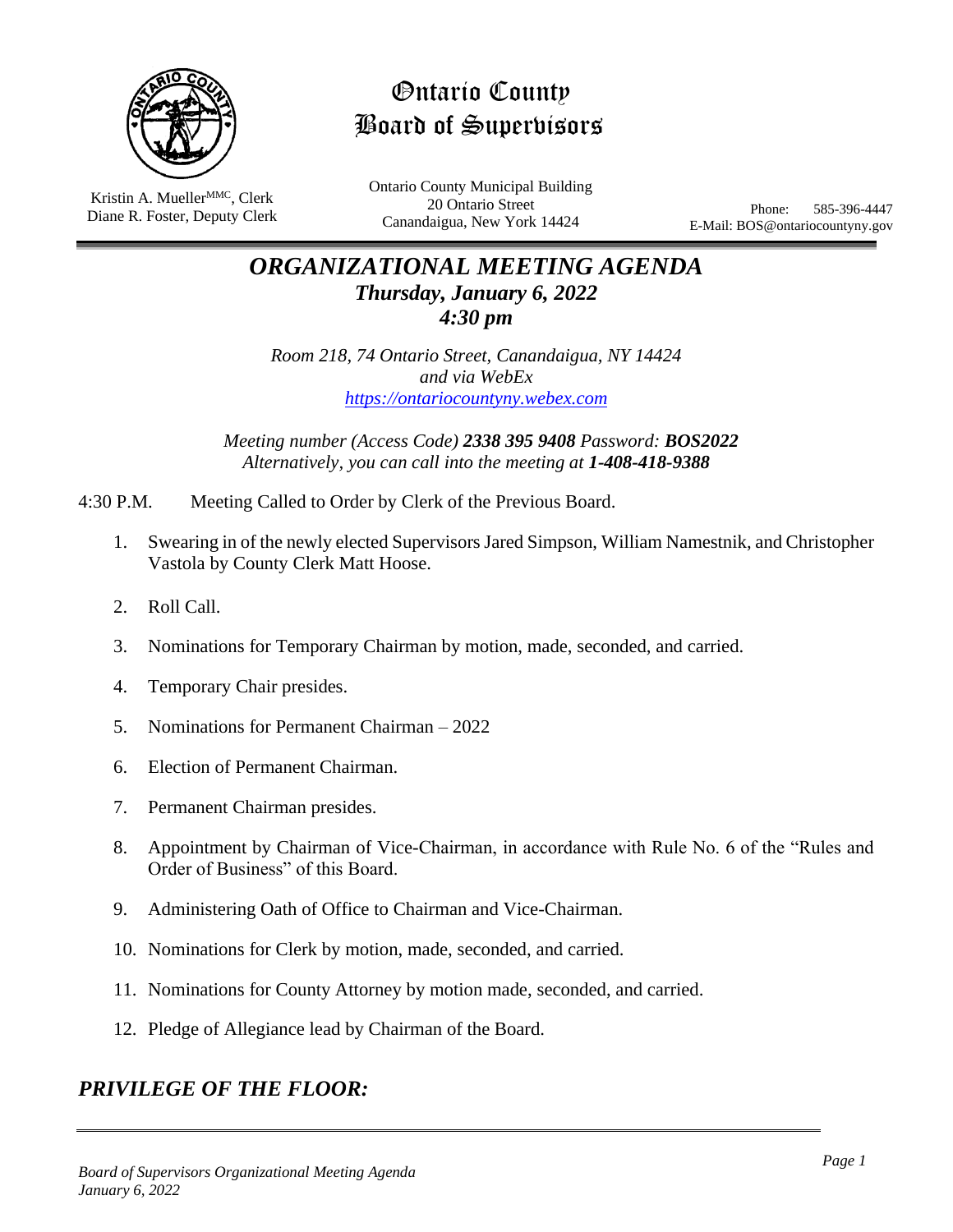# Ontario County Board of Supervisors

Kristin A. Mueller[MMC], Clerk
Diane R. Foster, Deputy Clerk

Ontario County Municipal Building
20 Ontario Street
Canandaigua, New York 14424

Phone: 585-396-4447
E-Mail: BOS@ontariocountyny.gov

## *ORGANIZATIONAL MEETING AGENDA*
### *Thursday, January 6, 2022*
### *4:30 pm*

*Room 218, 74 Ontario Street, Canandaigua, NY 14424*
*and via WebEx*
*https://ontariocountyny.webex.com*

*Meeting number (Access Code)* ***2338 395 9408*** *Password:* ***BOS2022***
*Alternatively, you can call into the meeting at* ***1-408-418-9388***

4:30 P.M. Meeting Called to Order by Clerk of the Previous Board.

1. Swearing in of the newly elected Supervisors Jared Simpson, William Namestnik, and Christopher Vastola by County Clerk Matt Hoose.
2. Roll Call.
3. Nominations for Temporary Chairman by motion, made, seconded, and carried.
4. Temporary Chair presides.
5. Nominations for Permanent Chairman – 2022
6. Election of Permanent Chairman.
7. Permanent Chairman presides.
8. Appointment by Chairman of Vice-Chairman, in accordance with Rule No. 6 of the "Rules and Order of Business" of this Board.
9. Administering Oath of Office to Chairman and Vice-Chairman.
10. Nominations for Clerk by motion, made, seconded, and carried.
11. Nominations for County Attorney by motion made, seconded, and carried.
12. Pledge of Allegiance lead by Chairman of the Board.

## *PRIVILEGE OF THE FLOOR:*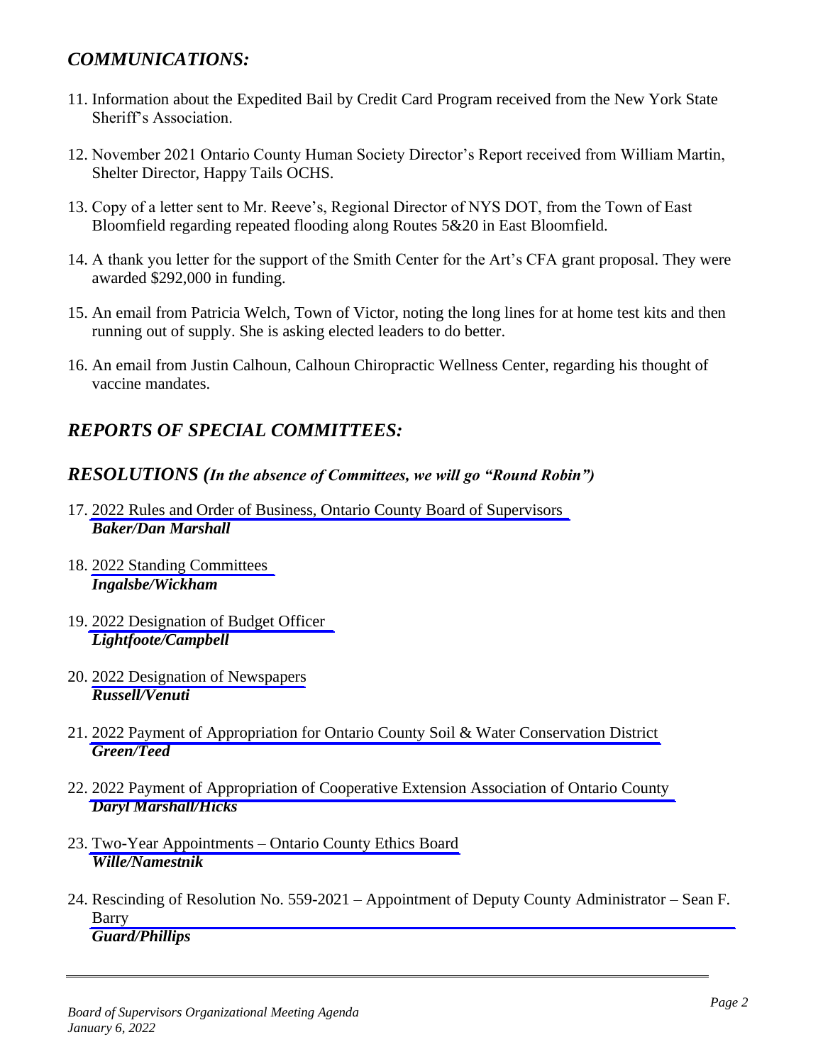## *COMMUNICATIONS:*

11. Information about the Expedited Bail by Credit Card Program received from the New York State Sheriff's Association.

12. November 2021 Ontario County Human Society Director's Report received from William Martin, Shelter Director, Happy Tails OCHS.

13. Copy of a letter sent to Mr. Reeve's, Regional Director of NYS DOT, from the Town of East Bloomfield regarding repeated flooding along Routes 5&20 in East Bloomfield.

14. A thank you letter for the support of the Smith Center for the Art's CFA grant proposal. They were awarded $292,000 in funding.

15. An email from Patricia Welch, Town of Victor, noting the long lines for at home test kits and then running out of supply. She is asking elected leaders to do better.

16. An email from Justin Calhoun, Calhoun Chiropractic Wellness Center, regarding his thought of vaccine mandates.

## *REPORTS OF SPECIAL COMMITTEES:*

## *RESOLUTIONS (In the absence of Committees, we will go "Round Robin")*

17. 2022 Rules and Order of Business, Ontario County Board of Supervisors
    ***Baker/Dan Marshall***

18. 2022 Standing Committees
    ***Ingalsbe/Wickham***

19. 2022 Designation of Budget Officer
    ***Lightfoote/Campbell***

20. 2022 Designation of Newspapers
    ***Russell/Venuti***

21. 2022 Payment of Appropriation for Ontario County Soil & Water Conservation District
    ***Green/Teed***

22. 2022 Payment of Appropriation of Cooperative Extension Association of Ontario County
    ***Daryl Marshall/Hicks***

23. Two-Year Appointments – Ontario County Ethics Board
    ***Wille/Namestnik***

24. Rescinding of Resolution No. 559-2021 – Appointment of Deputy County Administrator – Sean F. Barry
    ***Guard/Phillips***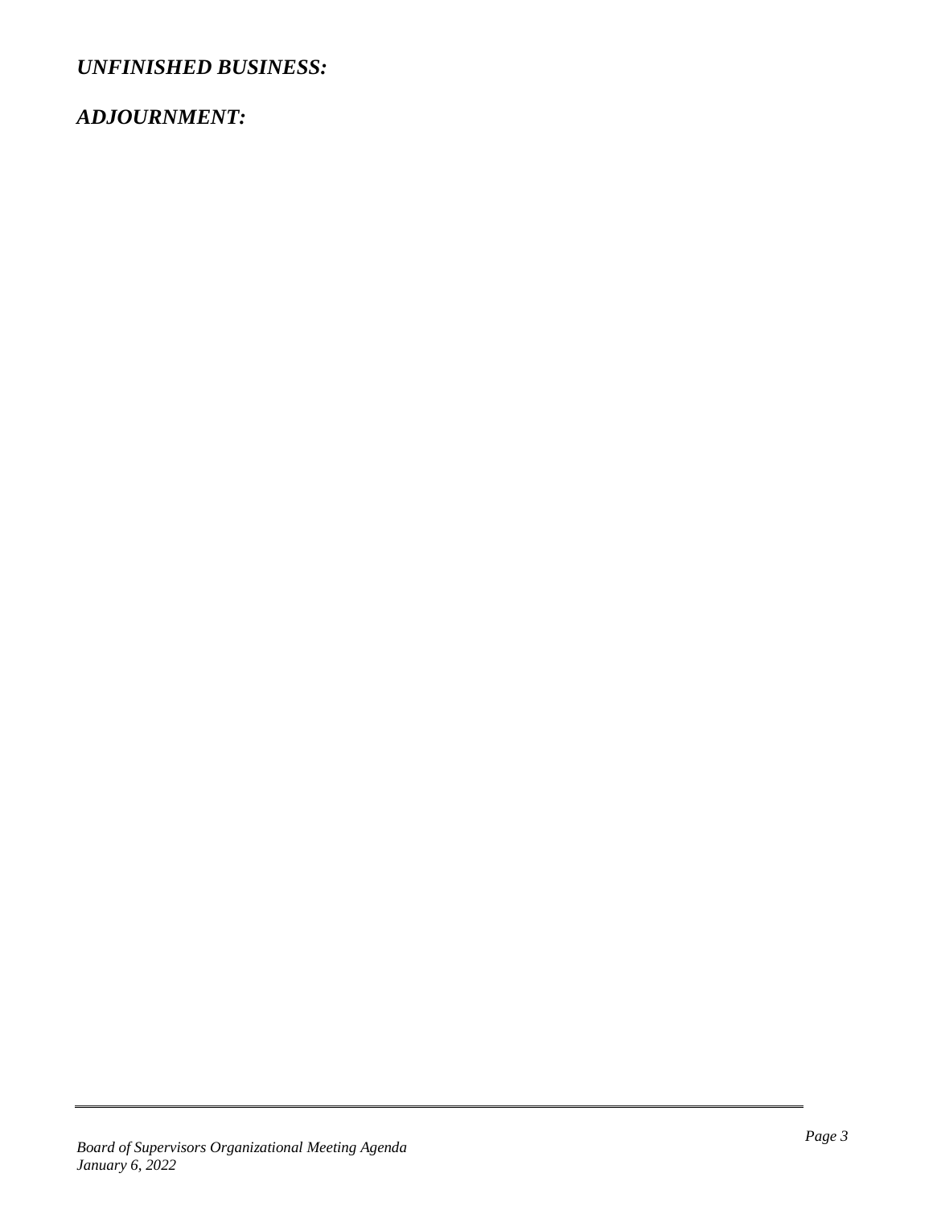***UNFINISHED BUSINESS:***

***ADJOURNMENT:***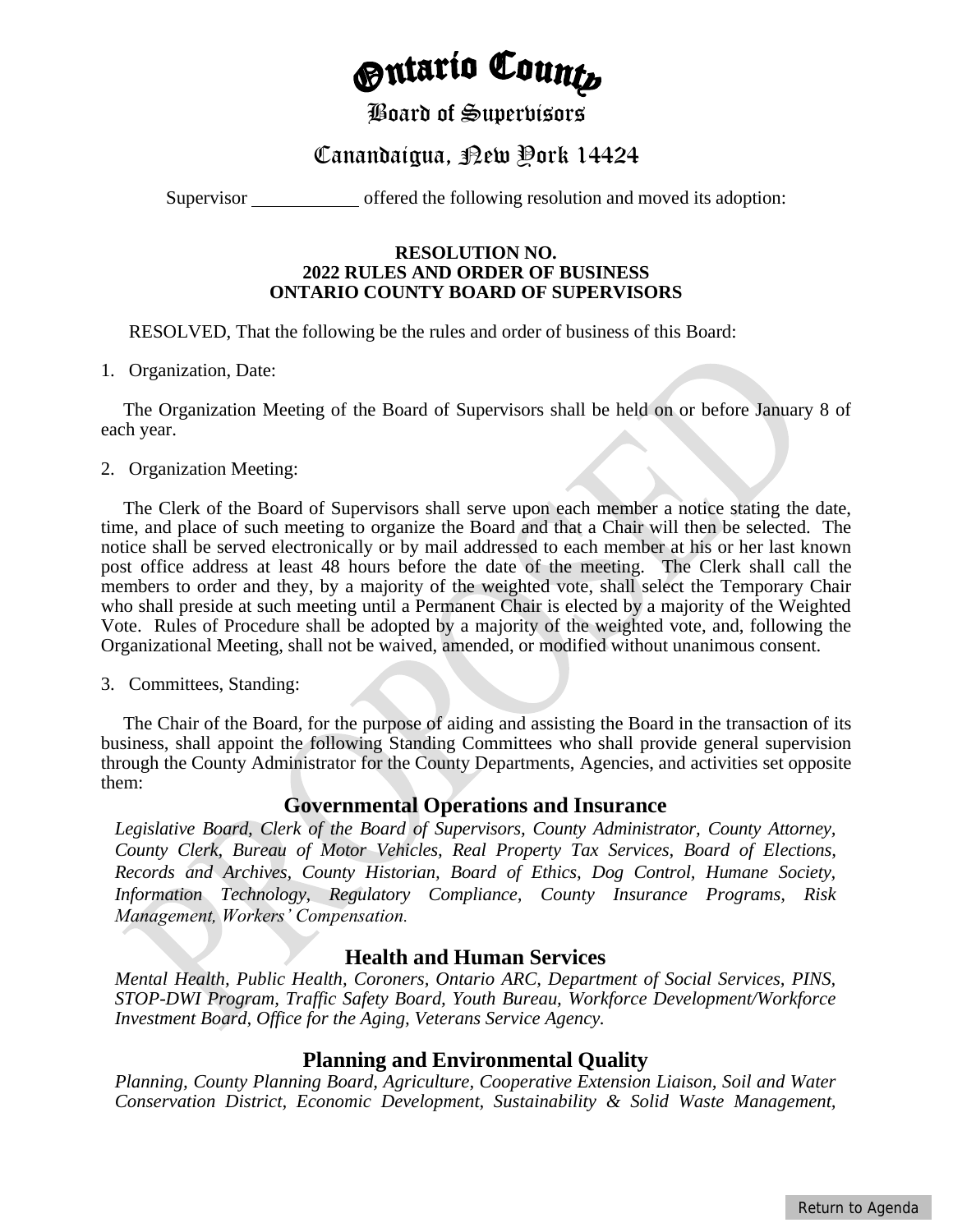# Ontario County

## Board of Supervisors

## Canandaigua, New York 14424

Supervisor ___________ offered the following resolution and moved its adoption:

**RESOLUTION NO.**
**2022 RULES AND ORDER OF BUSINESS**
**ONTARIO COUNTY BOARD OF SUPERVISORS**

RESOLVED, That the following be the rules and order of business of this Board:

1. Organization, Date:

The Organization Meeting of the Board of Supervisors shall be held on or before January 8 of each year.

2. Organization Meeting:

The Clerk of the Board of Supervisors shall serve upon each member a notice stating the date, time, and place of such meeting to organize the Board and that a Chair will then be selected. The notice shall be served electronically or by mail addressed to each member at his or her last known post office address at least 48 hours before the date of the meeting. The Clerk shall call the members to order and they, by a majority of the weighted vote, shall select the Temporary Chair who shall preside at such meeting until a Permanent Chair is elected by a majority of the Weighted Vote. Rules of Procedure shall be adopted by a majority of the weighted vote, and, following the Organizational Meeting, shall not be waived, amended, or modified without unanimous consent.

3. Committees, Standing:

The Chair of the Board, for the purpose of aiding and assisting the Board in the transaction of its business, shall appoint the following Standing Committees who shall provide general supervision through the County Administrator for the County Departments, Agencies, and activities set opposite them:

### Governmental Operations and Insurance

*Legislative Board, Clerk of the Board of Supervisors, County Administrator, County Attorney, County Clerk, Bureau of Motor Vehicles, Real Property Tax Services, Board of Elections, Records and Archives, County Historian, Board of Ethics, Dog Control, Humane Society, Information Technology, Regulatory Compliance, County Insurance Programs, Risk Management, Workers' Compensation.*

### Health and Human Services

*Mental Health, Public Health, Coroners, Ontario ARC, Department of Social Services, PINS, STOP-DWI Program, Traffic Safety Board, Youth Bureau, Workforce Development/Workforce Investment Board, Office for the Aging, Veterans Service Agency.*

### Planning and Environmental Quality

*Planning, County Planning Board, Agriculture, Cooperative Extension Liaison, Soil and Water Conservation District, Economic Development, Sustainability & Solid Waste Management,*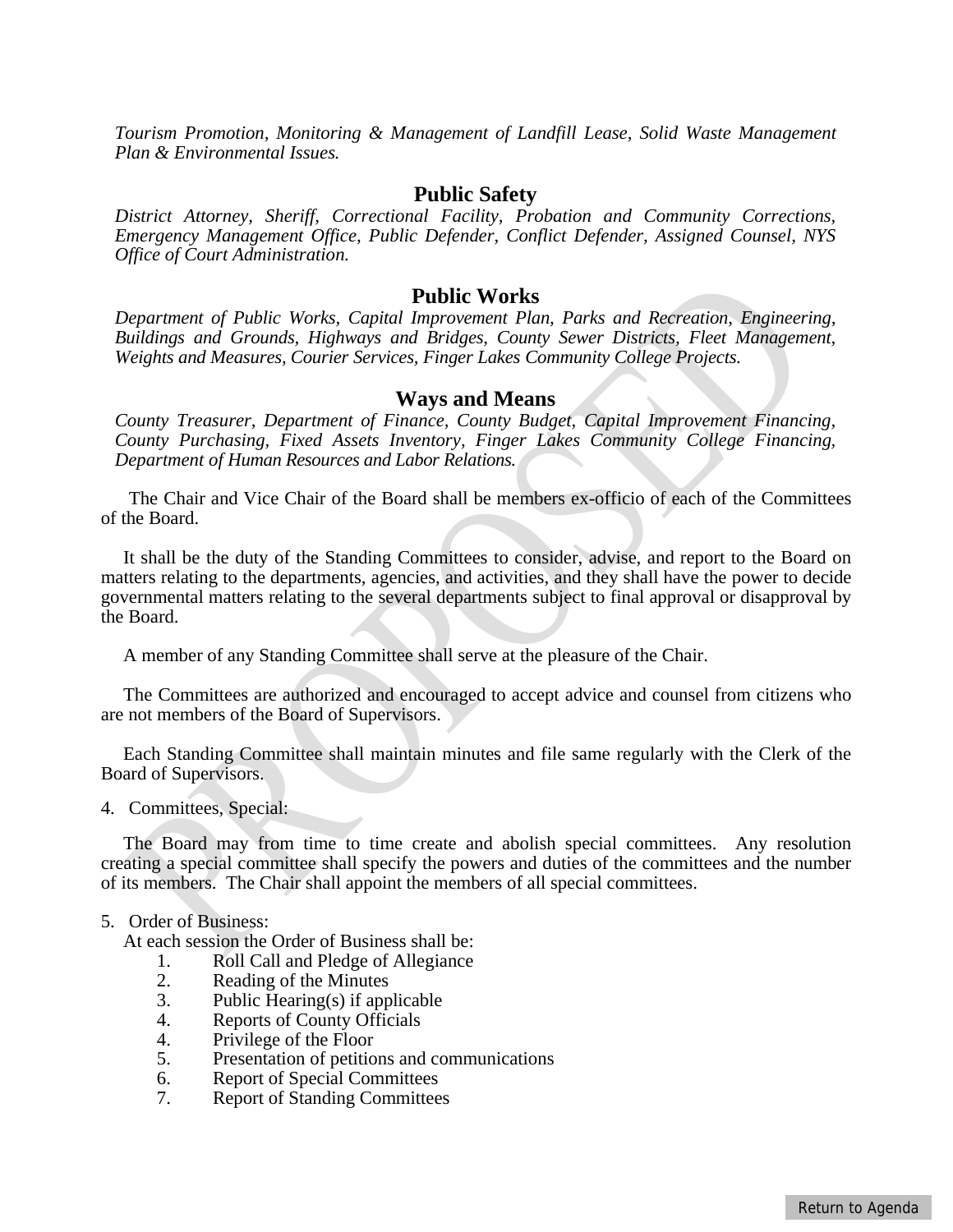*Tourism Promotion, Monitoring & Management of Landfill Lease, Solid Waste Management Plan & Environmental Issues.*

### Public Safety

*District Attorney, Sheriff, Correctional Facility, Probation and Community Corrections, Emergency Management Office, Public Defender, Conflict Defender, Assigned Counsel, NYS Office of Court Administration.*

### Public Works

*Department of Public Works, Capital Improvement Plan, Parks and Recreation, Engineering, Buildings and Grounds, Highways and Bridges, County Sewer Districts, Fleet Management, Weights and Measures, Courier Services, Finger Lakes Community College Projects.*

### Ways and Means

*County Treasurer, Department of Finance, County Budget, Capital Improvement Financing, County Purchasing, Fixed Assets Inventory, Finger Lakes Community College Financing, Department of Human Resources and Labor Relations.*

The Chair and Vice Chair of the Board shall be members ex-officio of each of the Committees of the Board.

It shall be the duty of the Standing Committees to consider, advise, and report to the Board on matters relating to the departments, agencies, and activities, and they shall have the power to decide governmental matters relating to the several departments subject to final approval or disapproval by the Board.

A member of any Standing Committee shall serve at the pleasure of the Chair.

The Committees are authorized and encouraged to accept advice and counsel from citizens who are not members of the Board of Supervisors.

Each Standing Committee shall maintain minutes and file same regularly with the Clerk of the Board of Supervisors.

4. Committees, Special:

The Board may from time to time create and abolish special committees. Any resolution creating a special committee shall specify the powers and duties of the committees and the number of its members. The Chair shall appoint the members of all special committees.

5. Order of Business:

At each session the Order of Business shall be:

1. Roll Call and Pledge of Allegiance
2. Reading of the Minutes
3. Public Hearing(s) if applicable
4. Reports of County Officials
4. Privilege of the Floor
5. Presentation of petitions and communications
6. Report of Special Committees
7. Report of Standing Committees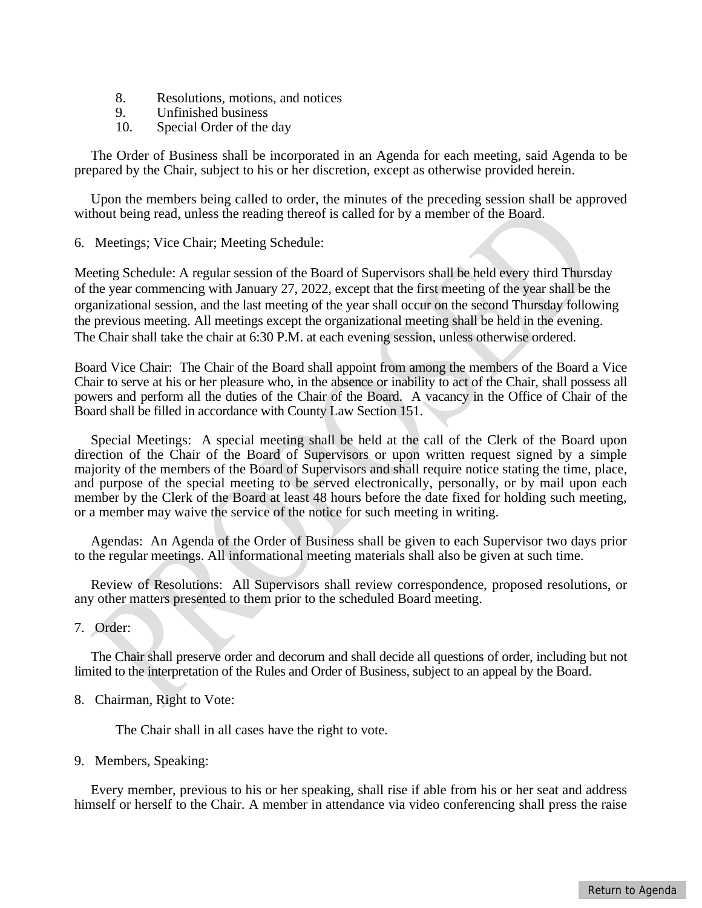8. Resolutions, motions, and notices
9. Unfinished business
10. Special Order of the day

The Order of Business shall be incorporated in an Agenda for each meeting, said Agenda to be prepared by the Chair, subject to his or her discretion, except as otherwise provided herein.

Upon the members being called to order, the minutes of the preceding session shall be approved without being read, unless the reading thereof is called for by a member of the Board.

6. Meetings; Vice Chair; Meeting Schedule:

Meeting Schedule: A regular session of the Board of Supervisors shall be held every third Thursday of the year commencing with January 27, 2022, except that the first meeting of the year shall be the organizational session, and the last meeting of the year shall occur on the second Thursday following the previous meeting. All meetings except the organizational meeting shall be held in the evening. The Chair shall take the chair at 6:30 P.M. at each evening session, unless otherwise ordered.

Board Vice Chair: The Chair of the Board shall appoint from among the members of the Board a Vice Chair to serve at his or her pleasure who, in the absence or inability to act of the Chair, shall possess all powers and perform all the duties of the Chair of the Board. A vacancy in the Office of Chair of the Board shall be filled in accordance with County Law Section 151.

Special Meetings: A special meeting shall be held at the call of the Clerk of the Board upon direction of the Chair of the Board of Supervisors or upon written request signed by a simple majority of the members of the Board of Supervisors and shall require notice stating the time, place, and purpose of the special meeting to be served electronically, personally, or by mail upon each member by the Clerk of the Board at least 48 hours before the date fixed for holding such meeting, or a member may waive the service of the notice for such meeting in writing.

Agendas: An Agenda of the Order of Business shall be given to each Supervisor two days prior to the regular meetings. All informational meeting materials shall also be given at such time.

Review of Resolutions: All Supervisors shall review correspondence, proposed resolutions, or any other matters presented to them prior to the scheduled Board meeting.

7. Order:

The Chair shall preserve order and decorum and shall decide all questions of order, including but not limited to the interpretation of the Rules and Order of Business, subject to an appeal by the Board.

8. Chairman, Right to Vote:

The Chair shall in all cases have the right to vote.

9. Members, Speaking:

Every member, previous to his or her speaking, shall rise if able from his or her seat and address himself or herself to the Chair. A member in attendance via video conferencing shall press the raise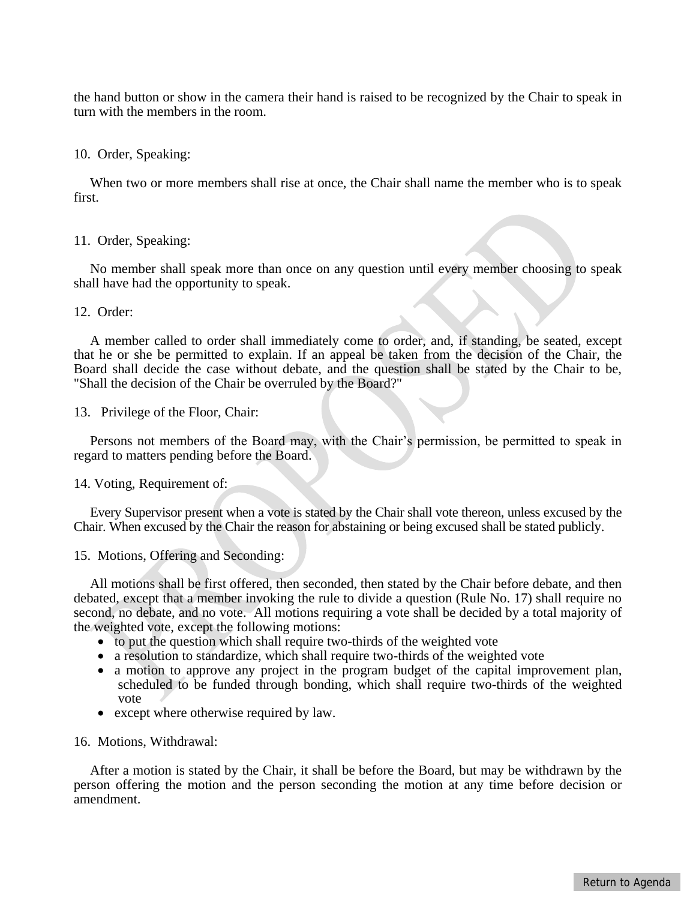the hand button or show in the camera their hand is raised to be recognized by the Chair to speak in turn with the members in the room.

10. Order, Speaking:

When two or more members shall rise at once, the Chair shall name the member who is to speak first.

11. Order, Speaking:

No member shall speak more than once on any question until every member choosing to speak shall have had the opportunity to speak.

12. Order:

A member called to order shall immediately come to order, and, if standing, be seated, except that he or she be permitted to explain. If an appeal be taken from the decision of the Chair, the Board shall decide the case without debate, and the question shall be stated by the Chair to be, "Shall the decision of the Chair be overruled by the Board?"

13. Privilege of the Floor, Chair:

Persons not members of the Board may, with the Chair's permission, be permitted to speak in regard to matters pending before the Board.

14. Voting, Requirement of:

Every Supervisor present when a vote is stated by the Chair shall vote thereon, unless excused by the Chair. When excused by the Chair the reason for abstaining or being excused shall be stated publicly.

15. Motions, Offering and Seconding:

All motions shall be first offered, then seconded, then stated by the Chair before debate, and then debated, except that a member invoking the rule to divide a question (Rule No. 17) shall require no second, no debate, and no vote. All motions requiring a vote shall be decided by a total majority of the weighted vote, except the following motions:

- to put the question which shall require two-thirds of the weighted vote
- a resolution to standardize, which shall require two-thirds of the weighted vote
- a motion to approve any project in the program budget of the capital improvement plan, scheduled to be funded through bonding, which shall require two-thirds of the weighted vote
- except where otherwise required by law.

16. Motions, Withdrawal:

After a motion is stated by the Chair, it shall be before the Board, but may be withdrawn by the person offering the motion and the person seconding the motion at any time before decision or amendment.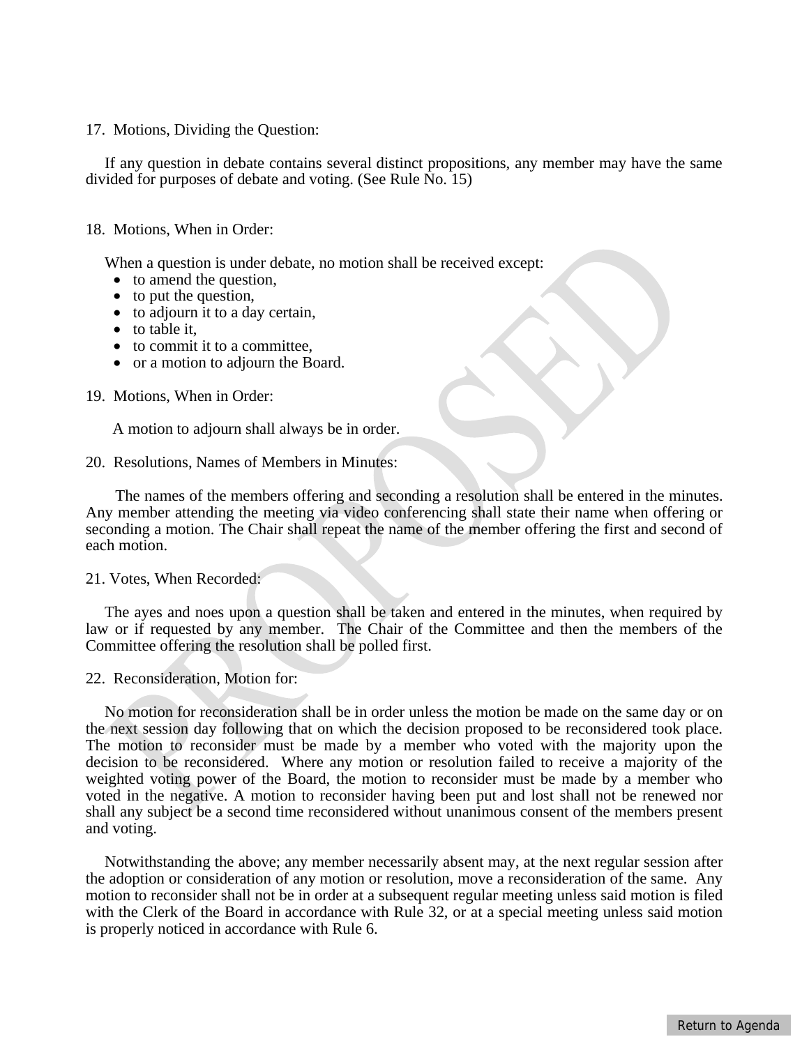17. Motions, Dividing the Question:

If any question in debate contains several distinct propositions, any member may have the same divided for purposes of debate and voting. (See Rule No. 15)

18. Motions, When in Order:

When a question is under debate, no motion shall be received except:

- to amend the question,
- to put the question,
- to adjourn it to a day certain,
- to table it,
- to commit it to a committee,
- or a motion to adjourn the Board.

19. Motions, When in Order:

A motion to adjourn shall always be in order.

20. Resolutions, Names of Members in Minutes:

The names of the members offering and seconding a resolution shall be entered in the minutes. Any member attending the meeting via video conferencing shall state their name when offering or seconding a motion. The Chair shall repeat the name of the member offering the first and second of each motion.

21. Votes, When Recorded:

The ayes and noes upon a question shall be taken and entered in the minutes, when required by law or if requested by any member. The Chair of the Committee and then the members of the Committee offering the resolution shall be polled first.

22. Reconsideration, Motion for:

No motion for reconsideration shall be in order unless the motion be made on the same day or on the next session day following that on which the decision proposed to be reconsidered took place. The motion to reconsider must be made by a member who voted with the majority upon the decision to be reconsidered. Where any motion or resolution failed to receive a majority of the weighted voting power of the Board, the motion to reconsider must be made by a member who voted in the negative. A motion to reconsider having been put and lost shall not be renewed nor shall any subject be a second time reconsidered without unanimous consent of the members present and voting.

Notwithstanding the above; any member necessarily absent may, at the next regular session after the adoption or consideration of any motion or resolution, move a reconsideration of the same. Any motion to reconsider shall not be in order at a subsequent regular meeting unless said motion is filed with the Clerk of the Board in accordance with Rule 32, or at a special meeting unless said motion is properly noticed in accordance with Rule 6.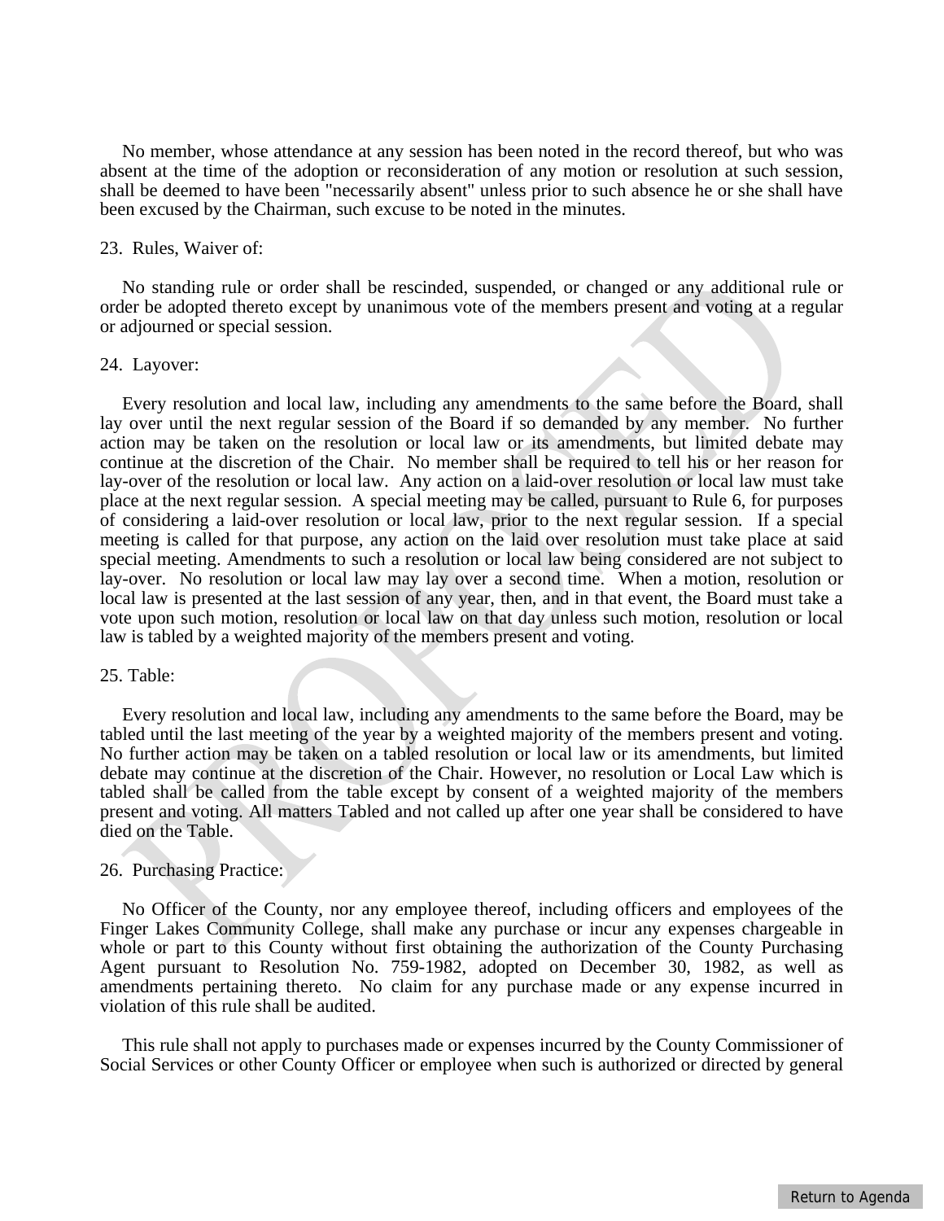No member, whose attendance at any session has been noted in the record thereof, but who was absent at the time of the adoption or reconsideration of any motion or resolution at such session, shall be deemed to have been "necessarily absent" unless prior to such absence he or she shall have been excused by the Chairman, such excuse to be noted in the minutes.

23. Rules, Waiver of:

No standing rule or order shall be rescinded, suspended, or changed or any additional rule or order be adopted thereto except by unanimous vote of the members present and voting at a regular or adjourned or special session.

24. Layover:

Every resolution and local law, including any amendments to the same before the Board, shall lay over until the next regular session of the Board if so demanded by any member. No further action may be taken on the resolution or local law or its amendments, but limited debate may continue at the discretion of the Chair. No member shall be required to tell his or her reason for lay-over of the resolution or local law. Any action on a laid-over resolution or local law must take place at the next regular session. A special meeting may be called, pursuant to Rule 6, for purposes of considering a laid-over resolution or local law, prior to the next regular session. If a special meeting is called for that purpose, any action on the laid over resolution must take place at said special meeting. Amendments to such a resolution or local law being considered are not subject to lay-over. No resolution or local law may lay over a second time. When a motion, resolution or local law is presented at the last session of any year, then, and in that event, the Board must take a vote upon such motion, resolution or local law on that day unless such motion, resolution or local law is tabled by a weighted majority of the members present and voting.

25. Table:

Every resolution and local law, including any amendments to the same before the Board, may be tabled until the last meeting of the year by a weighted majority of the members present and voting. No further action may be taken on a tabled resolution or local law or its amendments, but limited debate may continue at the discretion of the Chair. However, no resolution or Local Law which is tabled shall be called from the table except by consent of a weighted majority of the members present and voting. All matters Tabled and not called up after one year shall be considered to have died on the Table.

26. Purchasing Practice:

No Officer of the County, nor any employee thereof, including officers and employees of the Finger Lakes Community College, shall make any purchase or incur any expenses chargeable in whole or part to this County without first obtaining the authorization of the County Purchasing Agent pursuant to Resolution No. 759-1982, adopted on December 30, 1982, as well as amendments pertaining thereto. No claim for any purchase made or any expense incurred in violation of this rule shall be audited.

This rule shall not apply to purchases made or expenses incurred by the County Commissioner of Social Services or other County Officer or employee when such is authorized or directed by general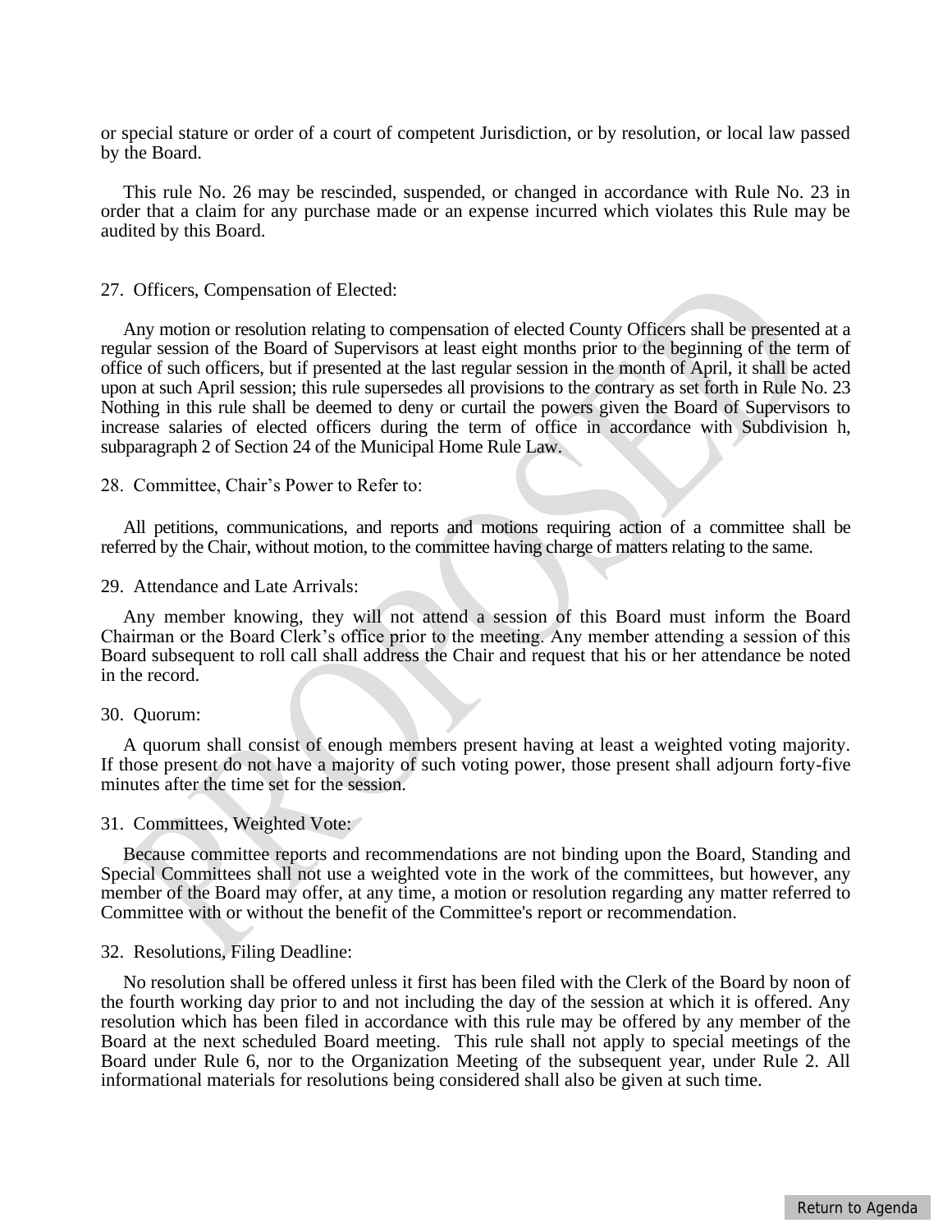or special stature or order of a court of competent Jurisdiction, or by resolution, or local law passed by the Board.

This rule No. 26 may be rescinded, suspended, or changed in accordance with Rule No. 23 in order that a claim for any purchase made or an expense incurred which violates this Rule may be audited by this Board.

27. Officers, Compensation of Elected:

Any motion or resolution relating to compensation of elected County Officers shall be presented at a regular session of the Board of Supervisors at least eight months prior to the beginning of the term of office of such officers, but if presented at the last regular session in the month of April, it shall be acted upon at such April session; this rule supersedes all provisions to the contrary as set forth in Rule No. 23 Nothing in this rule shall be deemed to deny or curtail the powers given the Board of Supervisors to increase salaries of elected officers during the term of office in accordance with Subdivision h, subparagraph 2 of Section 24 of the Municipal Home Rule Law.

28. Committee, Chair's Power to Refer to:

All petitions, communications, and reports and motions requiring action of a committee shall be referred by the Chair, without motion, to the committee having charge of matters relating to the same.

29. Attendance and Late Arrivals:

Any member knowing, they will not attend a session of this Board must inform the Board Chairman or the Board Clerk's office prior to the meeting. Any member attending a session of this Board subsequent to roll call shall address the Chair and request that his or her attendance be noted in the record.

30. Quorum:

A quorum shall consist of enough members present having at least a weighted voting majority. If those present do not have a majority of such voting power, those present shall adjourn forty-five minutes after the time set for the session.

31. Committees, Weighted Vote:

Because committee reports and recommendations are not binding upon the Board, Standing and Special Committees shall not use a weighted vote in the work of the committees, but however, any member of the Board may offer, at any time, a motion or resolution regarding any matter referred to Committee with or without the benefit of the Committee's report or recommendation.

32. Resolutions, Filing Deadline:

No resolution shall be offered unless it first has been filed with the Clerk of the Board by noon of the fourth working day prior to and not including the day of the session at which it is offered. Any resolution which has been filed in accordance with this rule may be offered by any member of the Board at the next scheduled Board meeting. This rule shall not apply to special meetings of the Board under Rule 6, nor to the Organization Meeting of the subsequent year, under Rule 2. All informational materials for resolutions being considered shall also be given at such time.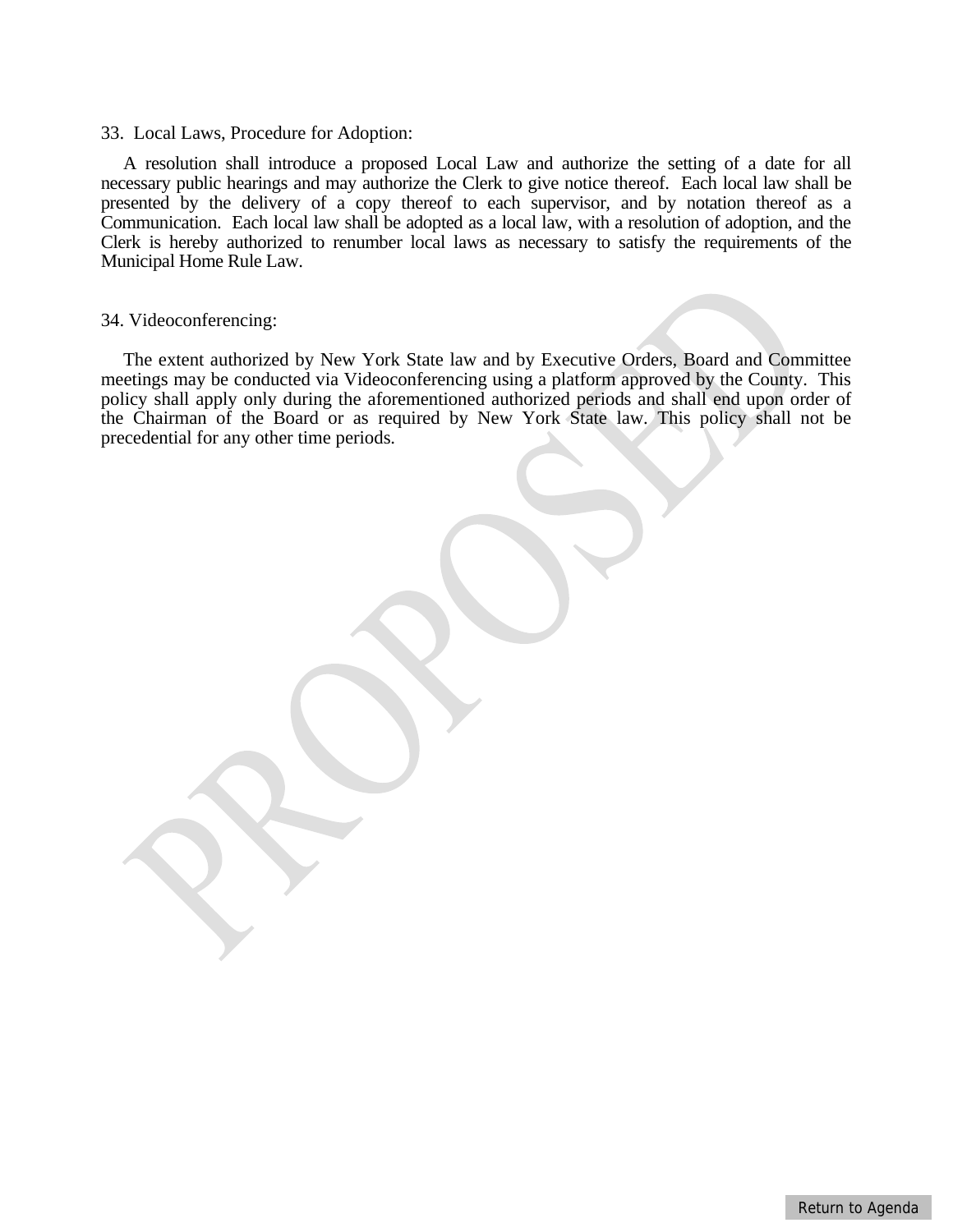33. Local Laws, Procedure for Adoption:

A resolution shall introduce a proposed Local Law and authorize the setting of a date for all necessary public hearings and may authorize the Clerk to give notice thereof. Each local law shall be presented by the delivery of a copy thereof to each supervisor, and by notation thereof as a Communication. Each local law shall be adopted as a local law, with a resolution of adoption, and the Clerk is hereby authorized to renumber local laws as necessary to satisfy the requirements of the Municipal Home Rule Law.

34. Videoconferencing:

The extent authorized by New York State law and by Executive Orders, Board and Committee meetings may be conducted via Videoconferencing using a platform approved by the County. This policy shall apply only during the aforementioned authorized periods and shall end upon order of the Chairman of the Board or as required by New York State law. This policy shall not be precedential for any other time periods.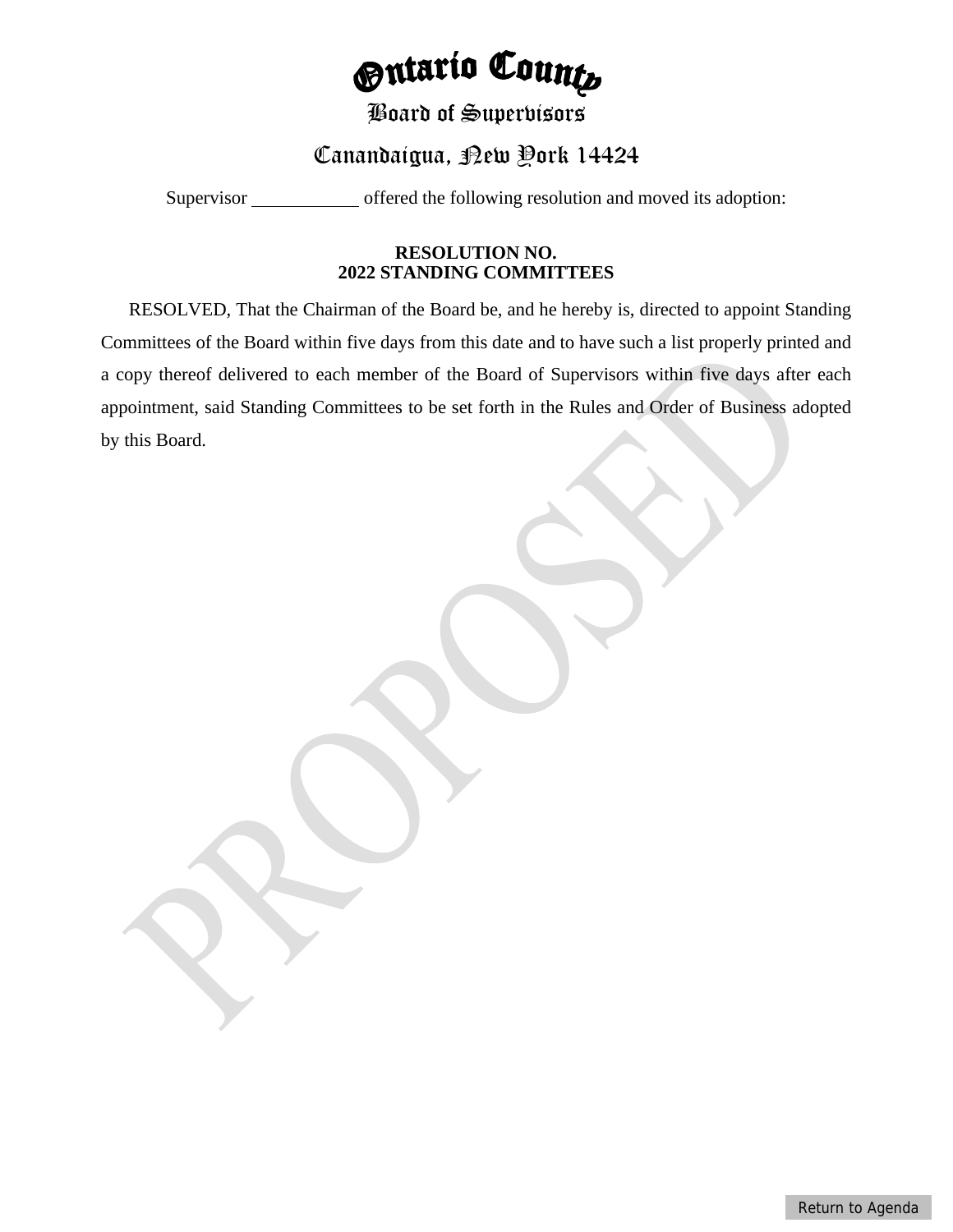# Ontario County

## Board of Supervisors

## Canandaigua, New York 14424

Supervisor ____________ offered the following resolution and moved its adoption:

**RESOLUTION NO.**
**2022 STANDING COMMITTEES**

RESOLVED, That the Chairman of the Board be, and he hereby is, directed to appoint Standing Committees of the Board within five days from this date and to have such a list properly printed and a copy thereof delivered to each member of the Board of Supervisors within five days after each appointment, said Standing Committees to be set forth in the Rules and Order of Business adopted by this Board.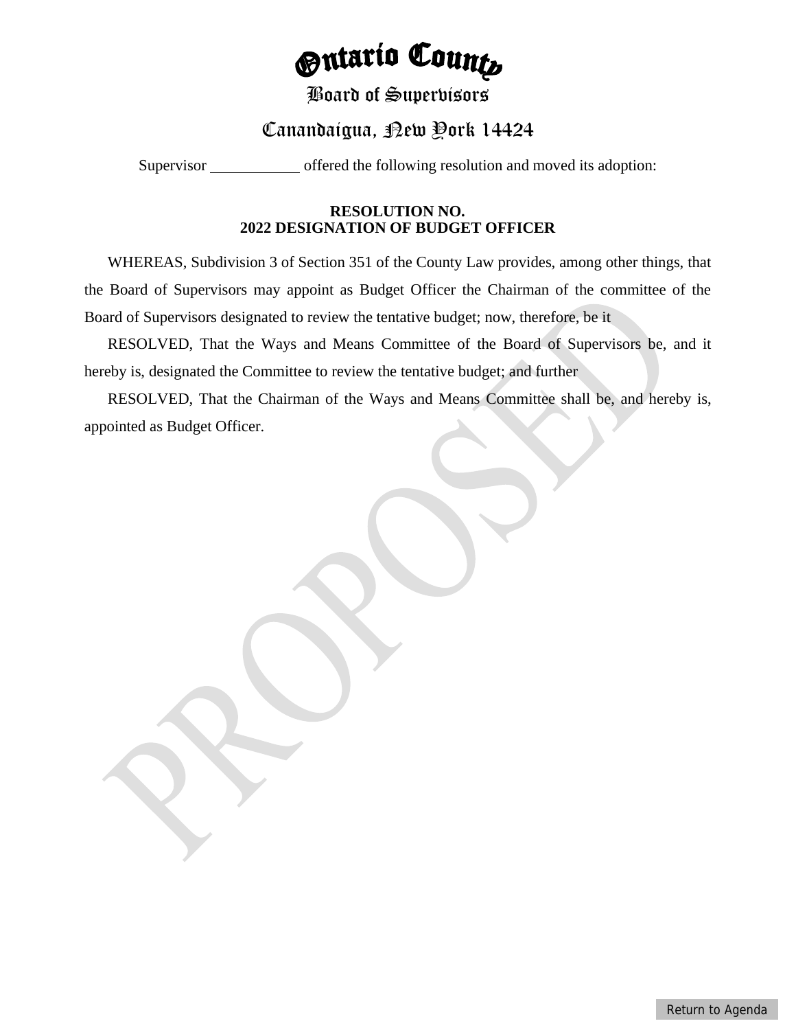# Ontario County

## Board of Supervisors

## Canandaigua, New York 14424

Supervisor ____________ offered the following resolution and moved its adoption:

**RESOLUTION NO.**
**2022 DESIGNATION OF BUDGET OFFICER**

WHEREAS, Subdivision 3 of Section 351 of the County Law provides, among other things, that the Board of Supervisors may appoint as Budget Officer the Chairman of the committee of the Board of Supervisors designated to review the tentative budget; now, therefore, be it

RESOLVED, That the Ways and Means Committee of the Board of Supervisors be, and it hereby is, designated the Committee to review the tentative budget; and further

RESOLVED, That the Chairman of the Ways and Means Committee shall be, and hereby is, appointed as Budget Officer.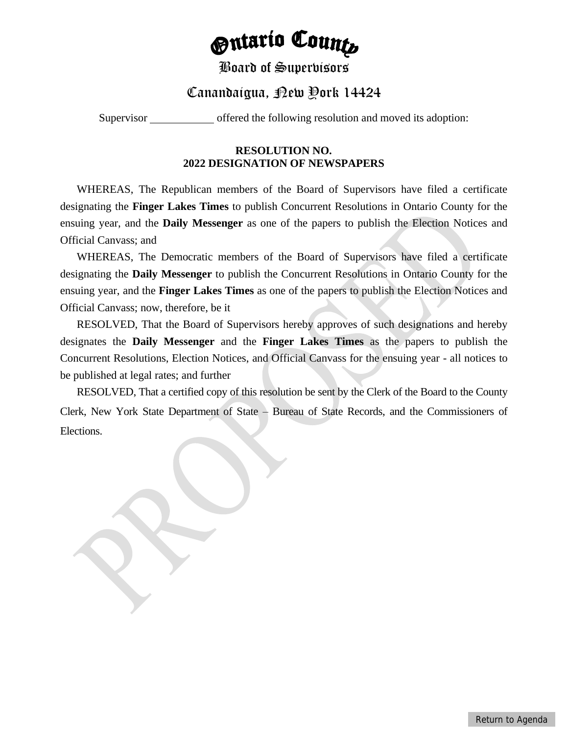# Ontario County

## Board of Supervisors

## Canandaigua, New York 14424

Supervisor \_\_\_\_\_\_\_\_\_\_\_\_ offered the following resolution and moved its adoption:

**RESOLUTION NO.**
**2022 DESIGNATION OF NEWSPAPERS**

WHEREAS, The Republican members of the Board of Supervisors have filed a certificate designating the **Finger Lakes Times** to publish Concurrent Resolutions in Ontario County for the ensuing year, and the **Daily Messenger** as one of the papers to publish the Election Notices and Official Canvass; and

WHEREAS, The Democratic members of the Board of Supervisors have filed a certificate designating the **Daily Messenger** to publish the Concurrent Resolutions in Ontario County for the ensuing year, and the **Finger Lakes Times** as one of the papers to publish the Election Notices and Official Canvass; now, therefore, be it

RESOLVED, That the Board of Supervisors hereby approves of such designations and hereby designates the **Daily Messenger** and the **Finger Lakes Times** as the papers to publish the Concurrent Resolutions, Election Notices, and Official Canvass for the ensuing year - all notices to be published at legal rates; and further

RESOLVED, That a certified copy of this resolution be sent by the Clerk of the Board to the County Clerk, New York State Department of State – Bureau of State Records, and the Commissioners of Elections.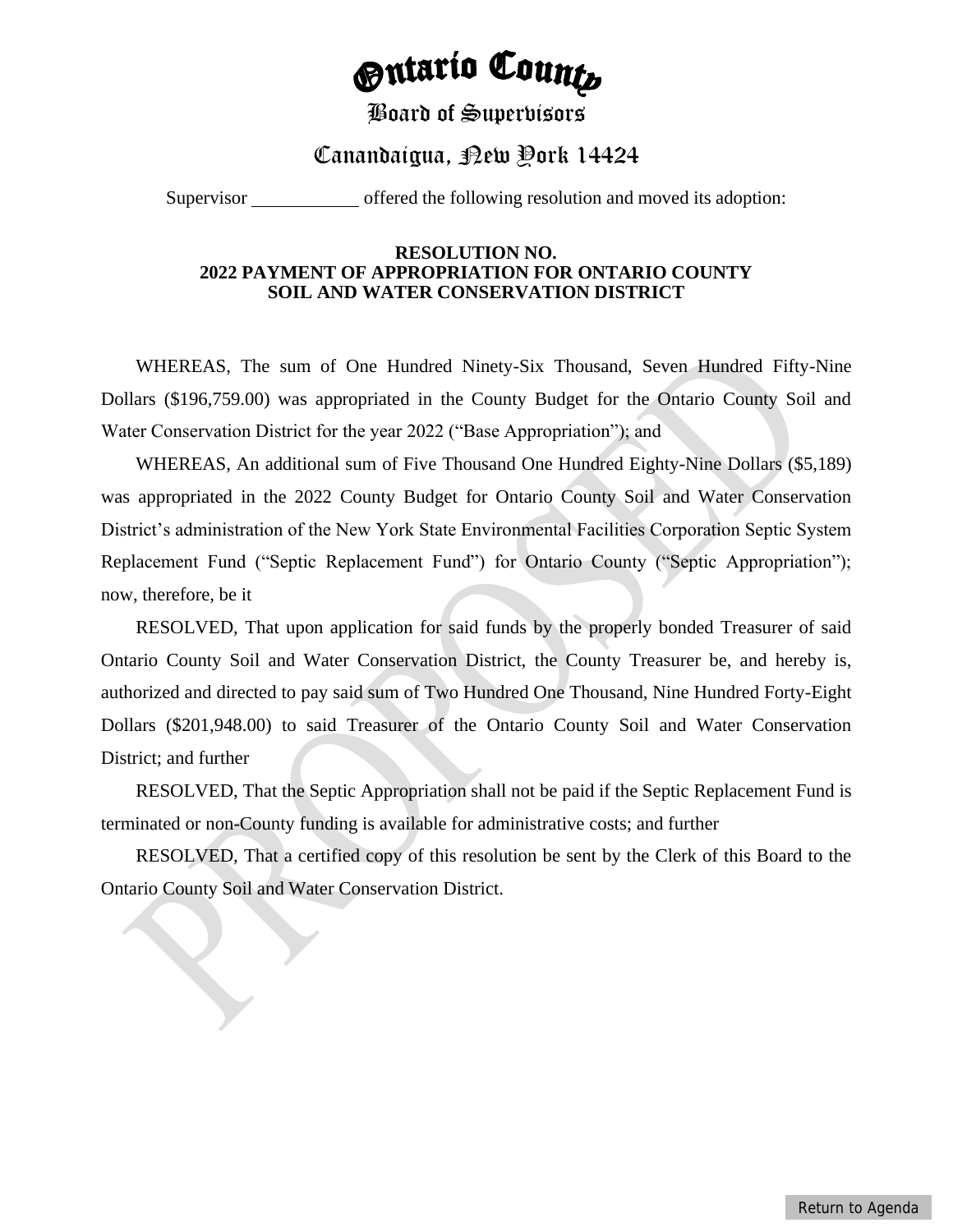# Ontario County

## Board of Supervisors

## Canandaigua, New York 14424

Supervisor ____________ offered the following resolution and moved its adoption:

**RESOLUTION NO.**
**2022 PAYMENT OF APPROPRIATION FOR ONTARIO COUNTY SOIL AND WATER CONSERVATION DISTRICT**

WHEREAS, The sum of One Hundred Ninety-Six Thousand, Seven Hundred Fifty-Nine Dollars ($196,759.00) was appropriated in the County Budget for the Ontario County Soil and Water Conservation District for the year 2022 ("Base Appropriation"); and

WHEREAS, An additional sum of Five Thousand One Hundred Eighty-Nine Dollars ($5,189) was appropriated in the 2022 County Budget for Ontario County Soil and Water Conservation District's administration of the New York State Environmental Facilities Corporation Septic System Replacement Fund ("Septic Replacement Fund") for Ontario County ("Septic Appropriation"); now, therefore, be it

RESOLVED, That upon application for said funds by the properly bonded Treasurer of said Ontario County Soil and Water Conservation District, the County Treasurer be, and hereby is, authorized and directed to pay said sum of Two Hundred One Thousand, Nine Hundred Forty-Eight Dollars ($201,948.00) to said Treasurer of the Ontario County Soil and Water Conservation District; and further

RESOLVED, That the Septic Appropriation shall not be paid if the Septic Replacement Fund is terminated or non-County funding is available for administrative costs; and further

RESOLVED, That a certified copy of this resolution be sent by the Clerk of this Board to the Ontario County Soil and Water Conservation District.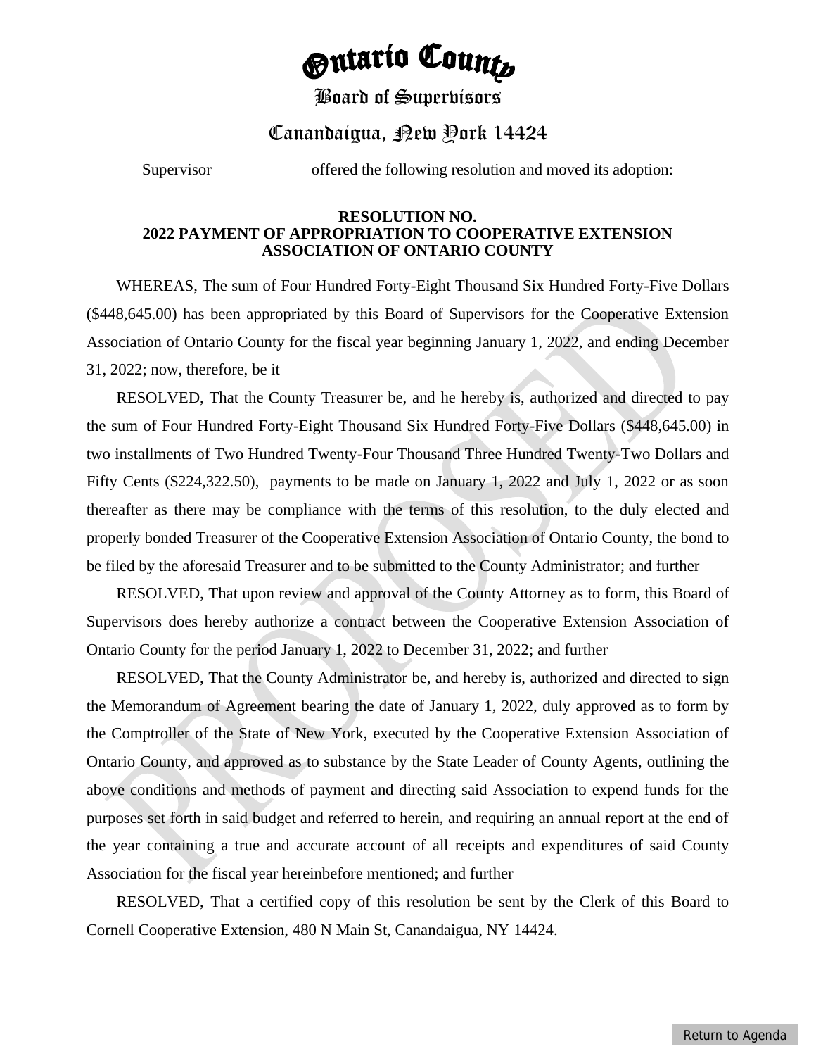# Ontario County

## Board of Supervisors

## Canandaigua, New York 14424

Supervisor \_\_\_\_\_\_\_\_\_\_\_\_ offered the following resolution and moved its adoption:

**RESOLUTION NO.**
**2022 PAYMENT OF APPROPRIATION TO COOPERATIVE EXTENSION ASSOCIATION OF ONTARIO COUNTY**

WHEREAS, The sum of Four Hundred Forty-Eight Thousand Six Hundred Forty-Five Dollars ($448,645.00) has been appropriated by this Board of Supervisors for the Cooperative Extension Association of Ontario County for the fiscal year beginning January 1, 2022, and ending December 31, 2022; now, therefore, be it

RESOLVED, That the County Treasurer be, and he hereby is, authorized and directed to pay the sum of Four Hundred Forty-Eight Thousand Six Hundred Forty-Five Dollars ($448,645.00) in two installments of Two Hundred Twenty-Four Thousand Three Hundred Twenty-Two Dollars and Fifty Cents ($224,322.50), payments to be made on January 1, 2022 and July 1, 2022 or as soon thereafter as there may be compliance with the terms of this resolution, to the duly elected and properly bonded Treasurer of the Cooperative Extension Association of Ontario County, the bond to be filed by the aforesaid Treasurer and to be submitted to the County Administrator; and further

RESOLVED, That upon review and approval of the County Attorney as to form, this Board of Supervisors does hereby authorize a contract between the Cooperative Extension Association of Ontario County for the period January 1, 2022 to December 31, 2022; and further

RESOLVED, That the County Administrator be, and hereby is, authorized and directed to sign the Memorandum of Agreement bearing the date of January 1, 2022, duly approved as to form by the Comptroller of the State of New York, executed by the Cooperative Extension Association of Ontario County, and approved as to substance by the State Leader of County Agents, outlining the above conditions and methods of payment and directing said Association to expend funds for the purposes set forth in said budget and referred to herein, and requiring an annual report at the end of the year containing a true and accurate account of all receipts and expenditures of said County Association for the fiscal year hereinbefore mentioned; and further

RESOLVED, That a certified copy of this resolution be sent by the Clerk of this Board to Cornell Cooperative Extension, 480 N Main St, Canandaigua, NY 14424.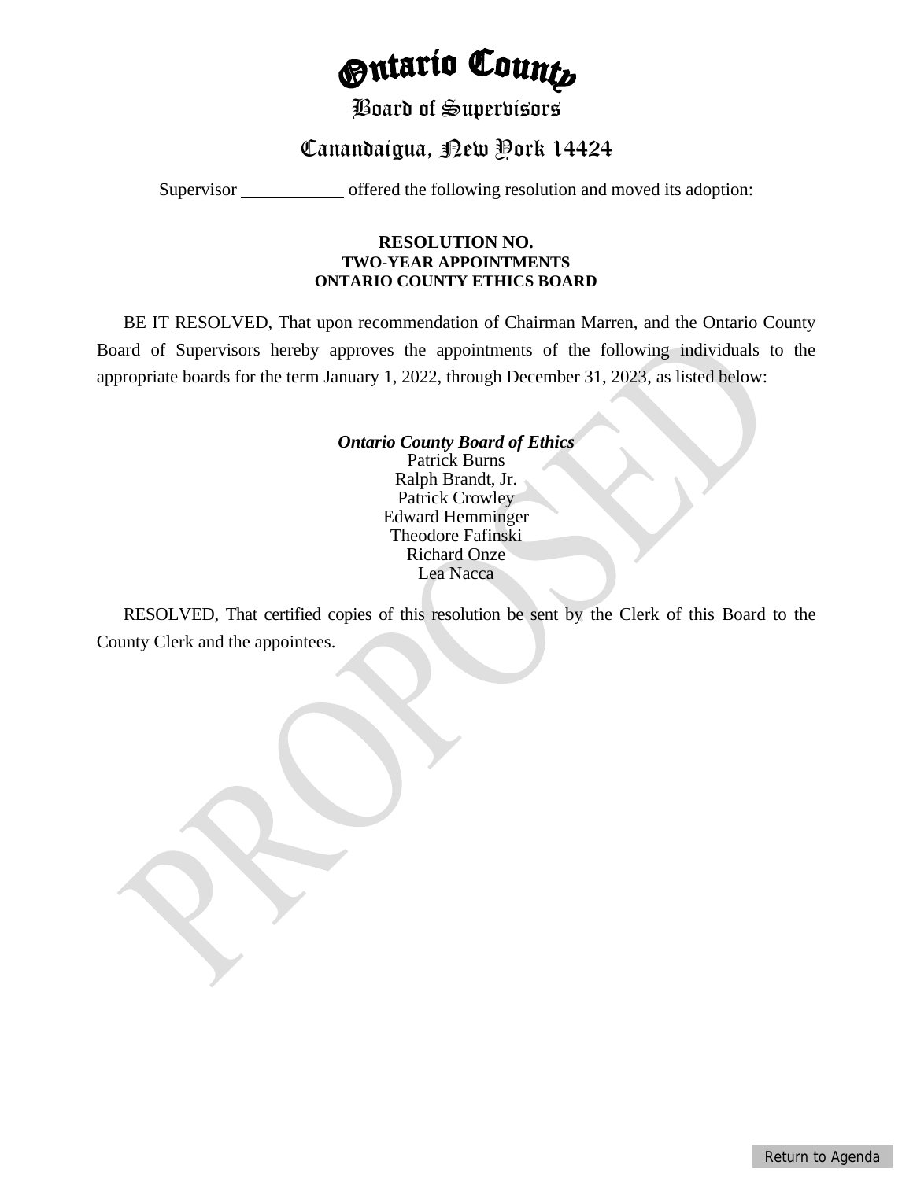# Ontario County

## Board of Supervisors

## Canandaigua, New York 14424

Supervisor ____________ offered the following resolution and moved its adoption:

**RESOLUTION NO.**
**TWO-YEAR APPOINTMENTS**
**ONTARIO COUNTY ETHICS BOARD**

BE IT RESOLVED, That upon recommendation of Chairman Marren, and the Ontario County Board of Supervisors hereby approves the appointments of the following individuals to the appropriate boards for the term January 1, 2022, through December 31, 2023, as listed below:

***Ontario County Board of Ethics***
Patrick Burns
Ralph Brandt, Jr.
Patrick Crowley
Edward Hemminger
Theodore Fafinski
Richard Onze
Lea Nacca

RESOLVED, That certified copies of this resolution be sent by the Clerk of this Board to the County Clerk and the appointees.

PROPOSED

Return to Agenda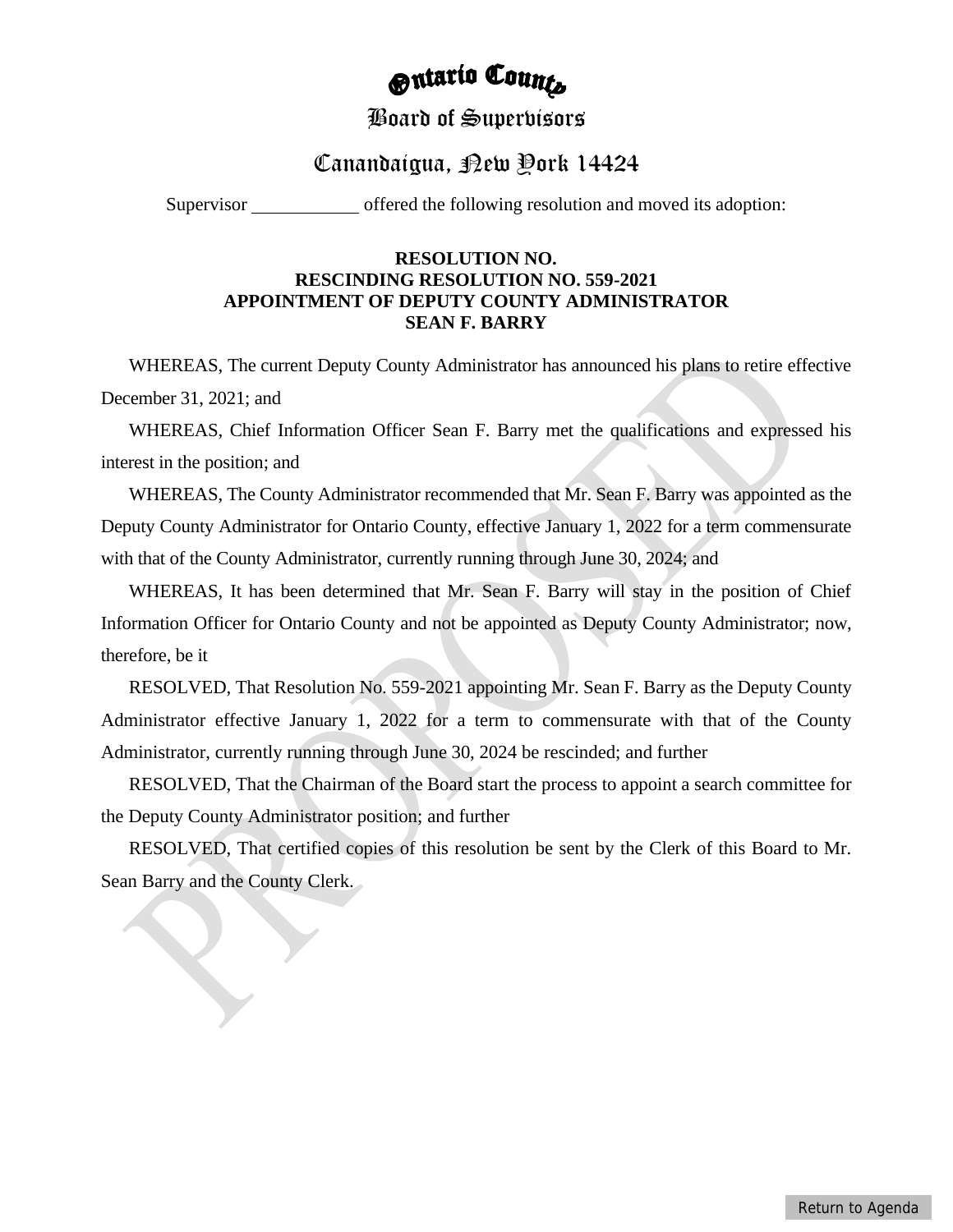# Ontario County

## Board of Supervisors

## Canandaigua, New York 14424

Supervisor ____________ offered the following resolution and moved its adoption:

**RESOLUTION NO.**
**RESCINDING RESOLUTION NO. 559-2021**
**APPOINTMENT OF DEPUTY COUNTY ADMINISTRATOR**
**SEAN F. BARRY**

WHEREAS, The current Deputy County Administrator has announced his plans to retire effective December 31, 2021; and

WHEREAS, Chief Information Officer Sean F. Barry met the qualifications and expressed his interest in the position; and

WHEREAS, The County Administrator recommended that Mr. Sean F. Barry was appointed as the Deputy County Administrator for Ontario County, effective January 1, 2022 for a term commensurate with that of the County Administrator, currently running through June 30, 2024; and

WHEREAS, It has been determined that Mr. Sean F. Barry will stay in the position of Chief Information Officer for Ontario County and not be appointed as Deputy County Administrator; now, therefore, be it

RESOLVED, That Resolution No. 559-2021 appointing Mr. Sean F. Barry as the Deputy County Administrator effective January 1, 2022 for a term to commensurate with that of the County Administrator, currently running through June 30, 2024 be rescinded; and further

RESOLVED, That the Chairman of the Board start the process to appoint a search committee for the Deputy County Administrator position; and further

RESOLVED, That certified copies of this resolution be sent by the Clerk of this Board to Mr. Sean Barry and the County Clerk.

PROPOSED

Return to Agenda